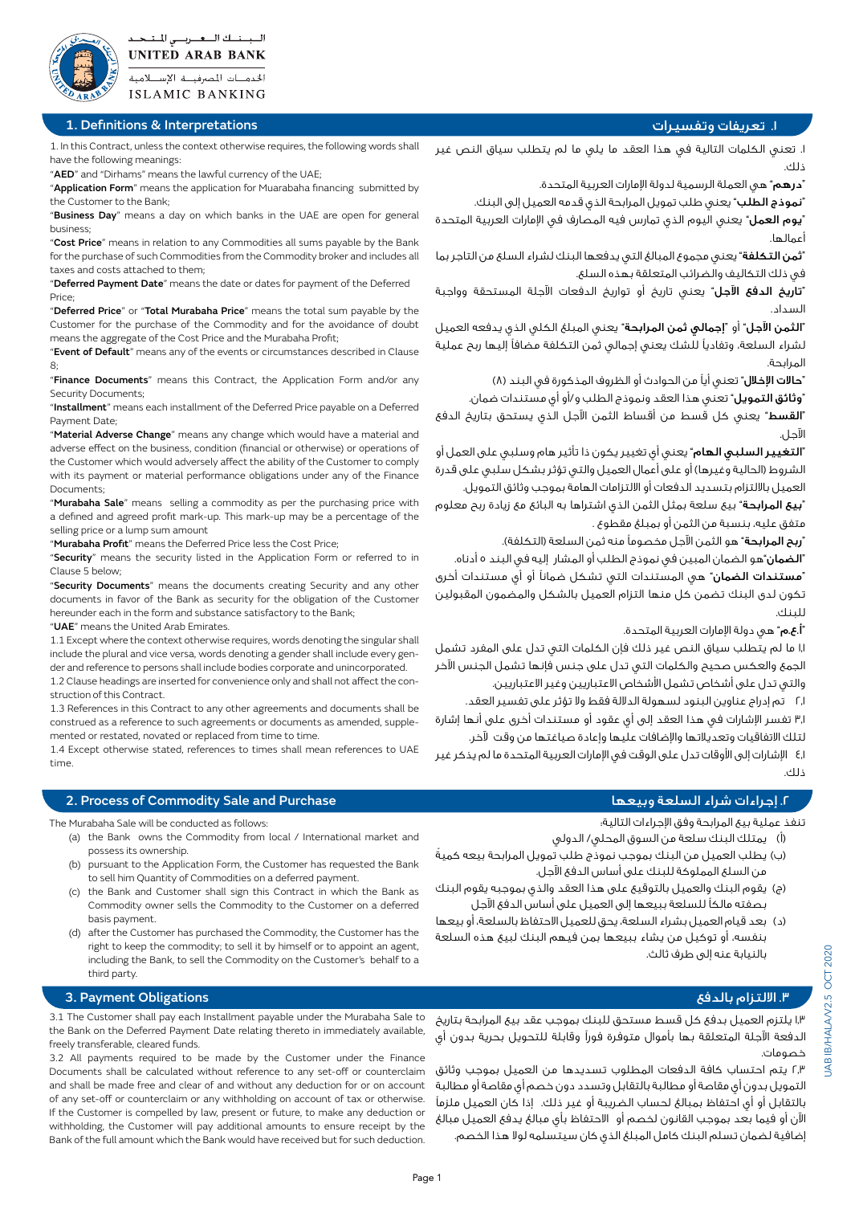البــنــك العــربـي المتـحـد
UNITED ARAB BANK
الخدمات المصرفية الإسلامية
ISLAMIC BANKING

## 1. Definitions & Interpretations

1. In this Contract, unless the context otherwise requires, the following words shall have the following meanings:

"**AED**" and "Dirhams" means the lawful currency of the UAE;

"**Application Form**" means the application for Muarabaha financing submitted by the Customer to the Bank;

"**Business Day**" means a day on which banks in the UAE are open for general business;

"**Cost Price**" means in relation to any Commodities all sums payable by the Bank for the purchase of such Commodities from the Commodity broker and includes all taxes and costs attached to them;

"**Deferred Payment Date**" means the date or dates for payment of the Deferred Price;

"**Deferred Price**" or "**Total Murabaha Price**" means the total sum payable by the Customer for the purchase of the Commodity and for the avoidance of doubt means the aggregate of the Cost Price and the Murabaha Profit;

"**Event of Default**" means any of the events or circumstances described in Clause 8;

"**Finance Documents**" means this Contract, the Application Form and/or any Security Documents;

"**Installment**" means each installment of the Deferred Price payable on a Deferred Payment Date;

"**Material Adverse Change**" means any change which would have a material and adverse effect on the business, condition (financial or otherwise) or operations of the Customer which would adversely affect the ability of the Customer to comply with its payment or material performance obligations under any of the Finance Documents;

"**Murabaha Sale**" means selling a commodity as per the purchasing price with a defined and agreed profit mark-up. This mark-up may be a percentage of the selling price or a lump sum amount

"**Murabaha Profit**" means the Deferred Price less the Cost Price;

"**Security**" means the security listed in the Application Form or referred to in Clause 5 below;

"**Security Documents**" means the documents creating Security and any other documents in favor of the Bank as security for the obligation of the Customer hereunder each in the form and substance satisfactory to the Bank;

"**UAE**" means the United Arab Emirates.

1.1 Except where the context otherwise requires, words denoting the singular shall include the plural and vice versa, words denoting a gender shall include every gender and reference to persons shall include bodies corporate and unincorporated.

1.2 Clause headings are inserted for convenience only and shall not affect the construction of this Contract.

1.3 References in this Contract to any other agreements and documents shall be construed as a reference to such agreements or documents as amended, supplemented or restated, novated or replaced from time to time.

1.4 Except otherwise stated, references to times shall mean references to UAE time.

## ١. تعريفات وتفسيرات

١. تعني الكلمات التالية في هذا العقد ما يلي ما لم يتطلب سياق النص غير ذلك.

"**درهم**" هي العملة الرسمية لدولة الإمارات العربية المتحدة.

"**نموذج الطلب**" يعني طلب تمويل المرابحة الذي قدمه العميل إلى البنك.

"**يوم العمل**" يعني اليوم الذي تمارس فيه المصارف في الإمارات العربية المتحدة أعمالها.

"**ثمن التكلفة**" يعني مجموع المبالغ التي يدفعها البنك لشراء السلع من التاجر بما في ذلك التكاليف والضرائب المتعلقة بهذه السلع.

"**تاريخ الدفع الآجل**" يعني تاريخ أو تواريخ الدفعات الآجلة المستحقة وواجبة السداد.

"**الثمن الآجل**" أو "**إجمالي ثمن المرابحة**" يعني المبلغ الكلي الذي يدفعه العميل لشراء السلعة، وتفادياً للشك يعني إجمالي ثمن التكلفة مضافاً إليها ربح عملية المرابحة.

"**حالات الإخلال**" تعني أياً من الحوادث أو الظروف المذكورة في البند (٨)

"**وثائق التمويل**" تعني هذا العقد ونموذج الطلب و/أو أي مستندات ضمان.

"**القسط**" يعني كل قسط من أقساط الثمن الآجل الذي يستحق بتاريخ الدفع الآجل.

"**التغيير السلبي الهام**" يعني أي تغيير يكون ذا تأثير هام وسلبي على العمل أو الشروط (الحالية وغيرها) أو على أعمال العميل والتي تؤثر بشكل سلبي على قدرة العميل بالالتزام بتسديد الدفعات أو الالتزامات الهامة بموجب وثائق التمويل.

"**بيع المرابحة**" بيع سلعة بمثل الثمن الذي اشتراها به البائع مع زيادة ربح معلوم متفق عليه، بنسبة من الثمن أو بمبلغ مقطوع .

"**ربح المرابحة**" هو الثمن الآجل مخصوماً منه ثمن السلعة (التكلفة).

"**الضمان**"هو الضمان المبين في نموذج الطلب أو المشار إليه في البند ٥ أدناه.

"**مستندات الضمان**" هي المستندات التي تشكل ضماناً أو أي مستندات أخرى تكون لدى البنك تضمن كل منها التزام العميل بالشكل والمضمون المقبولين للبنك.

"**أ.ع.م**" هي دولة الإمارات العربية المتحدة.

١,١ ما لم يتطلب سياق النص غير ذلك فإن الكلمات التي تدل على المفرد تشمل الجمع والعكس صحيح والكلمات التي تدل على جنس فإنها تشمل الجنس الآخر والتي تدل على أشخاص تشمل الأشخاص الاعتباريين وغير الاعتباريين.

٢,١ تم إدراج عناوين البنود لسهولة الدلالة فقط ولا تؤثر على تفسير العقد.

٣,١ تفسر الإشارات في هذا العقد إلى أي عقود أو مستندات أخرى على أنها إشارة لتلك الاتفاقيات وتعديلاتها والإضافات عليها وإعادة صياغتها من وقت لآخر.

٤,١ الإشارات إلى الأوقات تدل على الوقت في الإمارات العربية المتحدة ما لم يذكر غير ذلك.

## 2. Process of Commodity Sale and Purchase

The Murabaha Sale will be conducted as follows:

(a) the Bank owns the Commodity from local / International market and possess its ownership.

(b) pursuant to the Application Form, the Customer has requested the Bank to sell him Quantity of Commodities on a deferred payment.

(c) the Bank and Customer shall sign this Contract in which the Bank as Commodity owner sells the Commodity to the Customer on a deferred basis payment.

(d) after the Customer has purchased the Commodity, the Customer has the right to keep the commodity; to sell it by himself or to appoint an agent, including the Bank, to sell the Commodity on the Customer's behalf to a third party.

## ٢. إجراءات شراء السلعة وبيعها

تنفذ عملية بيع المرابحة وفق الإجراءات التالية:

(أ) يمتلك البنك سلعة من السوق المحلي/ الدولي

(ب) يطلب العميل من البنك بموجب نموذج طلب تمويل المرابحة بيعه كميةً من السلع المملوكة للبنك على أساس الدفع الآجل.

(ج) يقوم البنك والعميل بالتوقيع على هذا العقد والذي بموجبه يقوم البنك بصفته مالكاً للسلعة ببيعها إلى العميل على أساس الدفع الآجل

(د) بعد قيام العميل بشراء السلعة، يحق للعميل الاحتفاظ بالسلعة، أو بيعها بنفسه، أو توكيل من يشاء ببيعها بمن فيهم البنك لبيع هذه السلعة بالنيابة عنه إلى طرف ثالث.

## 3. Payment Obligations

3.1 The Customer shall pay each Installment payable under the Murabaha Sale to the Bank on the Deferred Payment Date relating thereto in immediately available, freely transferable, cleared funds.

3.2 All payments required to be made by the Customer under the Finance Documents shall be calculated without reference to any set-off or counterclaim and shall be made free and clear of and without any deduction for or on account of any set-off or counterclaim or any withholding on account of tax or otherwise. If the Customer is compelled by law, present or future, to make any deduction or withholding, the Customer will pay additional amounts to ensure receipt by the Bank of the full amount which the Bank would have received but for such deduction.

## ٣. الالتزام بالدفع

١,٣ يلتزم العميل بدفع كل قسط مستحق للبنك بموجب عقد بيع المرابحة بتاريخ الدفعة الآجلة المتعلقة بها بأموال متوفرة فوراً وقابلة للتحويل بحرية بدون أي خصومات.

٢,٣ يتم احتساب كافة الدفعات المطلوب تسديدها من العميل بموجب وثائق التمويل بدون أي مقاصة أو مطالبة بالتقابل وتسدد دون خصم أي مقاصة أو مطالبة بالتقابل أو أي احتفاظ بمبالغ لحساب الضريبة أو غير ذلك. إذا كان العميل ملزماً الآن أو فيما بعد بموجب القانون لخصم أو الاحتفاظ بأي مبالغ يدفع العميل مبالغ إضافية لضمان تسلم البنك كامل المبلغ الذي كان سيتسلمه لولا هذا الخصم.

UAB IB/HALA/V2.5 OCT 2020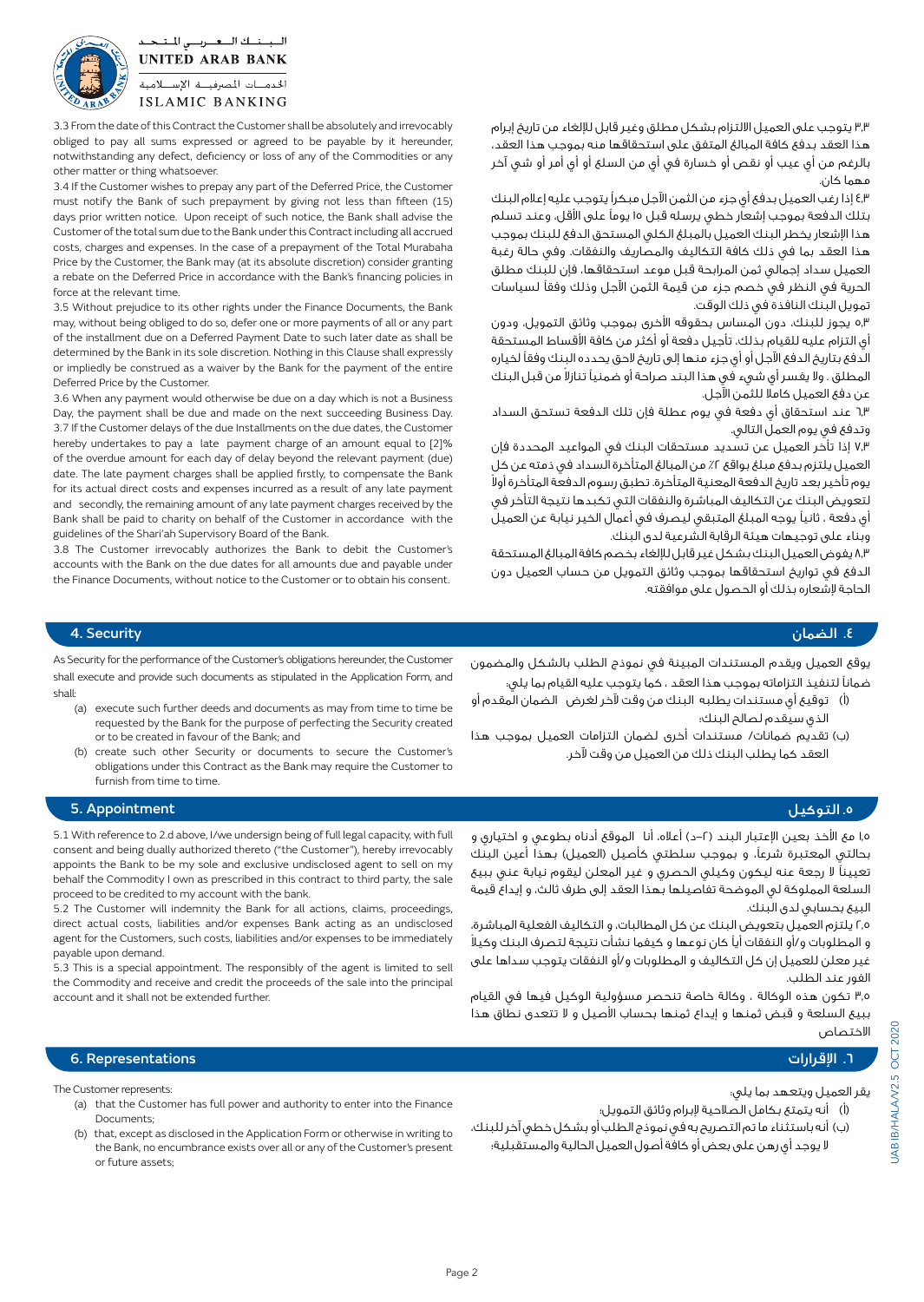3.3 From the date of this Contract the Customer shall be absolutely and irrevocably obliged to pay all sums expressed or agreed to be payable by it hereunder, notwithstanding any defect, deficiency or loss of any of the Commodities or any other matter or thing whatsoever.

3.4 If the Customer wishes to prepay any part of the Deferred Price, the Customer must notify the Bank of such prepayment by giving not less than fifteen (15) days prior written notice. Upon receipt of such notice, the Bank shall advise the Customer of the total sum due to the Bank under this Contract including all accrued costs, charges and expenses. In the case of a prepayment of the Total Murabaha Price by the Customer, the Bank may (at its absolute discretion) consider granting a rebate on the Deferred Price in accordance with the Bank's financing policies in force at the relevant time.

3.5 Without prejudice to its other rights under the Finance Documents, the Bank may, without being obliged to do so, defer one or more payments of all or any part of the installment due on a Deferred Payment Date to such later date as shall be determined by the Bank in its sole discretion. Nothing in this Clause shall expressly or impliedly be construed as a waiver by the Bank for the payment of the entire Deferred Price by the Customer.

3.6 When any payment would otherwise be due on a day which is not a Business Day, the payment shall be due and made on the next succeeding Business Day.

3.7 If the Customer delays of the due Installments on the due dates, the Customer hereby undertakes to pay a late payment charge of an amount equal to [2]% of the overdue amount for each day of delay beyond the relevant payment (due) date. The late payment charges shall be applied firstly, to compensate the Bank for its actual direct costs and expenses incurred as a result of any late payment and secondly, the remaining amount of any late payment charges received by the Bank shall be paid to charity on behalf of the Customer in accordance with the guidelines of the Shari'ah Supervisory Board of the Bank.

3.8 The Customer irrevocably authorizes the Bank to debit the Customer's accounts with the Bank on the due dates for all amounts due and payable under the Finance Documents, without notice to the Customer or to obtain his consent.

٣،٣ يتوجب على العميل الالتزام بشكل مطلق وغير قابل للإلغاء من تاريخ إبرام هذا العقد بدفع كافة المبالغ المتفق على استحقاقها منه بموجب هذا العقد، بالرغم من أي عيب أو نقص أو خسارة في أي من السلع أو أي أمر أو شيء آخر مهما كان.

٤،٣ إذا رغب العميل بدفع أي جزء من الثمن الآجل مبكراً يتوجب عليه إعلام البنك بتلك الدفعة بموجب إشعار خطي يرسله قبل ١٥ يوماً على الأقل، وعند تسلم هذا الإشعار يخطر البنك العميل بالمبلغ الكلي المستحق الدفع للبنك بموجب هذا العقد بما في ذلك كافة التكاليف والمصاريف والنفقات. وفي حالة رغبة العميل سداد إجمالي ثمن المرابحة قبل موعد استحقاقها، فإن للبنك مطلق الحرية في النظر في خصم جزء من قيمة الثمن الآجل وذلك وفقاً لسياسات تمويل البنك النافذة في ذلك الوقت.

٥،٣ يجوز للبنك، دون المساس بحقوقه الأخرى بموجب وثائق التمويل، ودون أي التزام عليه للقيام بذلك، تأجيل دفعة أو أكثر من كافة الأقساط المستحقة الدفع بتاريخ الدفع الآجل أو أي جزء منها إلى تاريخ لاحق يحدده البنك وفقاً لخياره المطلق. ولا يفسر أي شيء في هذا البند صراحة أو ضمنياً تنازلاً من قبل البنك عن دفع العميل كاملا للثمن الآجل.

٦،٣ عند استحقاق أي دفعة في يوم عطلة فإن تلك الدفعة تستحق السداد وتدفع في يوم العمل التالي.

٧،٣ إذا تأخر العميل عن تسديد مستحقات البنك في المواعيد المحددة فإن العميل يلتزم بدفع مبلغ بواقع ٢٪ من المبالغ المتأخرة السداد في ذمته عن كل يوم تأخير بعد تاريخ الدفعة المعنية المتأخرة. تطبق رسوم الدفعة المتأخرة أولاً لتعويض البنك عن التكاليف المباشرة والنفقات التي تكبدها نتيجة التأخر في أي دفعة ، ثانياً يوجه المبلغ المتبقي ليصرف في أعمال الخير نيابة عن العميل وبناء على توجيهات هيئة الرقابة الشرعية لدى البنك.

٨،٣ يفوض العميل البنك بشكل غير قابل للإلغاء بخصم كافة المبالغ المستحقة الدفع في تواريخ استحقاقها بموجب وثائق التمويل من حساب العميل دون الحاجة لإشعاره بذلك أو الحصول على موافقته.

## 4. Security

As Security for the performance of the Customer's obligations hereunder, the Customer shall execute and provide such documents as stipulated in the Application Form, and shall:

(a) execute such further deeds and documents as may from time to time be requested by the Bank for the purpose of perfecting the Security created or to be created in favour of the Bank; and

(b) create such other Security or documents to secure the Customer's obligations under this Contract as the Bank may require the Customer to furnish from time to time.

## ٤. الضمان

يوقع العميل ويقدم المستندات المبينة في نموذج الطلب بالشكل والمضمون ضماناً لتنفيذ التزاماته بموجب هذا العقد ، كما يتوجب عليه القيام بما يلي:

(أ) توقيع أي مستندات يطلبه البنك من وقت لآخر لغرض الضمان المقدم أو الذي سيقدم لصالح البنك؛

(ب) تقديم ضمانات/ مستندات أخرى لضمان التزامات العميل بموجب هذا العقد كما يطلب البنك ذلك من العميل من وقت لآخر.

## 5. Appointment

5.1 With reference to 2.d above, I/we undersign being of full legal capacity, with full consent and being dually authorized thereto ("the Customer"), hereby irrevocably appoints the Bank to be my sole and exclusive undisclosed agent to sell on my behalf the Commodity I own as prescribed in this contract to third party, the sale proceed to be credited to my account with the bank.

5.2 The Customer will indemnity the Bank for all actions, claims, proceedings, direct actual costs, liabilities and/or expenses Bank acting as an undisclosed agent for the Customers, such costs, liabilities and/or expenses to be immediately payable upon demand.

5.3 This is a special appointment. The responsibly of the agent is limited to sell the Commodity and receive and credit the proceeds of the sale into the principal account and it shall not be extended further.

## ٥. التوكيل

١،٥ مع الأخذ بعين الإعتبار البند (٢-د) أعلاه، أنا الموقع أدناه بطوعي و اختياري و بحالتي المعتبرة شرعاً، و بموجب سلطتي كأصيل (العميل) بهذا أعين البنك تعييناً لا رجعة عنه ليكون وكيلي الحصري و غير المعلن ليقوم نيابة عني ببيع السلعة المملوكة لي الموضحة تفاصيلها بهذا العقد إلى طرف ثالث، و إيداع قيمة البيع بحسابي لدى البنك.

٢،٥ يلتزم العميل بتعويض البنك عن كل المطالبات، و التكاليف الفعلية المباشرة، و المطلوبات و/أو النفقات أياً كان نوعها و كيفما نشأت نتيجة لتصرف البنك وكيلاً غير معلن للعميل إن كل التكاليف و المطلوبات و/أو النفقات يتوجب سدادها على الفور عند الطلب.

٣،٥ تكون هذه الوكالة ، وكالة خاصة تنحصر مسؤولية الوكيل فيها في القيام ببيع السلعة و قبض ثمنها و إيداع ثمنها بحساب الأصيل و لا تتعدى نطاق هذا الاختصاص

## 6. Representations

The Customer represents:

(a) that the Customer has full power and authority to enter into the Finance Documents;

(b) that, except as disclosed in the Application Form or otherwise in writing to the Bank, no encumbrance exists over all or any of the Customer's present or future assets;

## ٦. الإقرارات

يقر العميل ويتعهد بما يلي:

(أ) أنه يتمتع بكامل الصلاحية لإبرام وثائق التمويل؛

(ب) أنه باستثناء ما تم التصريح به في نموذج الطلب أو بشكل خطي آخر للبنك، لا يوجد أي رهن على بعض أو كافة أصول العميل الحالية والمستقبلية؛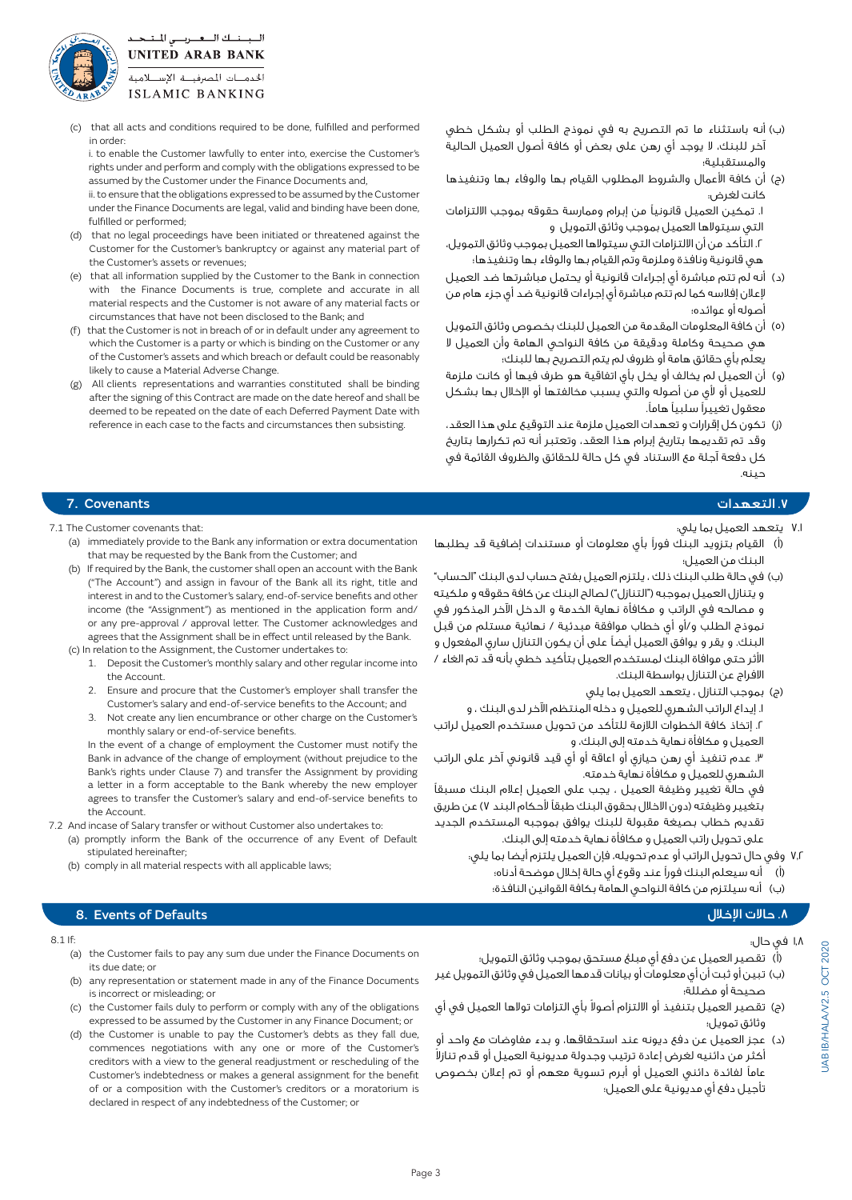(c) that all acts and conditions required to be done, fulfilled and performed in order:

i. to enable the Customer lawfully to enter into, exercise the Customer's rights under and perform and comply with the obligations expressed to be assumed by the Customer under the Finance Documents and,

ii. to ensure that the obligations expressed to be assumed by the Customer under the Finance Documents are legal, valid and binding have been done, fulfilled or performed;

(d) that no legal proceedings have been initiated or threatened against the Customer for the Customer's bankruptcy or against any material part of the Customer's assets or revenues;

(e) that all information supplied by the Customer to the Bank in connection with the Finance Documents is true, complete and accurate in all material respects and the Customer is not aware of any material facts or circumstances that have not been disclosed to the Bank; and

(f) that the Customer is not in breach of or in default under any agreement to which the Customer is a party or which is binding on the Customer or any of the Customer's assets and which breach or default could be reasonably likely to cause a Material Adverse Change.

(g) All clients representations and warranties constituted shall be binding after the signing of this Contract are made on the date hereof and shall be deemed to be repeated on the date of each Deferred Payment Date with reference in each case to the facts and circumstances then subsisting.

(ب) أنه باستثناء ما تم التصريح به في نموذج الطلب أو بشكل خطي آخر للبنك، لا يوجد أي رهن على بعض أو كافة أصول العميل الحالية والمستقبلية؛

(ج) أن كافة الأعمال والشروط المطلوب القيام بها والوفاء بها وتنفيذها كانت لغرض:

١. تمكين العميل قانونياً من إبرام وممارسة حقوقه بموجب الالتزامات التي سيتولاها العميل بموجب وثائق التمويل و

٢. التأكد من أن الالتزامات التي سيتولاها العميل بموجب وثائق التمويل، هي قانونية ونافذة وملزمة وتم القيام بها والوفاء بها وتنفيذها؛

(د) أنه لم تتم مباشرة أي إجراءات قانونية أو يحتمل مباشرتها ضد العميل لإعلان إفلاسه كما لم تتم مباشرة أي إجراءات قانونية ضد أي جزء هام من أصوله أو عوائده؛

(ه) أن كافة المعلومات المقدمة من العميل للبنك بخصوص وثائق التمويل هي صحيحة وكاملة ودقيقة من كافة النواحي الهامة وأن العميل لا يعلم بأي حقائق هامة أو ظروف لم يتم التصريح بها للبنك؛

(و) أن العميل لم يخالف أو يخل بأي اتفاقية هو طرف فيها أو كانت ملزمة للعميل أو لأي من أصوله والتي يسبب مخالفتها أو الإخلال بها بشكل معقول تغييراً سلبياً هاماً.

(ز) تكون كل إقرارات و تعهدات العميل ملزمة عند التوقيع على هذا العقد، وقد تم تقديمها بتاريخ إبرام هذا العقد، وتعتبر أنه تم تكرارها بتاريخ كل دفعة آجلة مع الاستناد في كل حالة للحقائق والظروف القائمة في حينه.

## 7. Covenants

## ٧. التعهدات

7.1 The Customer covenants that:

(a) immediately provide to the Bank any information or extra documentation that may be requested by the Bank from the Customer; and

(b) If required by the Bank, the customer shall open an account with the Bank ("The Account") and assign in favour of the Bank all its right, title and interest in and to the Customer's salary, end-of-service benefits and other income (the "Assignment") as mentioned in the application form and/ or any pre-approval / approval letter. The Customer acknowledges and agrees that the Assignment shall be in effect until released by the Bank.

(c) In relation to the Assignment, the Customer undertakes to:

1. Deposit the Customer's monthly salary and other regular income into the Account.
2. Ensure and procure that the Customer's employer shall transfer the Customer's salary and end-of-service benefits to the Account; and
3. Not create any lien encumbrance or other charge on the Customer's monthly salary or end-of-service benefits.

In the event of a change of employment the Customer must notify the Bank in advance of the change of employment (without prejudice to the Bank's rights under Clause 7) and transfer the Assignment by providing a letter in a form acceptable to the Bank whereby the new employer agrees to transfer the Customer's salary and end-of-service benefits to the Account.

7.2 And incase of Salary transfer or without Customer also undertakes to:

(a) promptly inform the Bank of the occurrence of any Event of Default stipulated hereinafter;

(b) comply in all material respects with all applicable laws;

٧.١ يتعهد العميل بما يلي:

(أ) القيام بتزويد البنك فوراً بأي معلومات أو مستندات إضافية قد يطلبها البنك من العميل؛

(ب) في حالة طلب البنك ذلك ، يلتزم العميل بفتح حساب لدى البنك "الحساب" و يتنازل العميل بموجبه ("التنازل") لصالح البنك عن كافة حقوقه و ملكيته و مصالحه في الراتب و مكافأة نهاية الخدمة و الدخل الآخر المذكور في نموذج الطلب و/أو أي خطاب موافقة مبدئية / نهائية مستلم من قبل البنك. و يقر و يوافق العميل أيضاً على أن يكون التنازل ساري المفعول و الأثر حتى موافاة البنك لمستخدم العميل بتأكيد خطي بأنه قد تم الغاء / الافراج عن التنازل بواسطة البنك.

(ج) بموجب التنازل ، يتعهد العميل بما يلي

١. إيداع الراتب الشهري للعميل و دخله المنتظم الآخر لدى البنك ، و

٢. إتخاذ كافة الخطوات اللازمة للتأكد من تحويل مستخدم العميل لراتب العميل و مكافأة نهاية خدمته إلى البنك، و

٣. عدم تنفيذ أي رهن حيازي أو اعاقة أو أي قيد قانوني آخر على الراتب الشهري للعميل و مكافأة نهاية خدمته.

في حالة تغيير وظيفة العميل ، يجب على العميل إعلام البنك مسبقاً بتغيير وظيفته (دون الاخلال بحقوق البنك طبقاً لأحكام البند ٧) عن طريق تقديم خطاب بصيغة مقبولة للبنك يوافق بموجبه المستخدم الجديد على تحويل راتب العميل و مكافأة نهاية خدمته إلى البنك.

٧.٢ وفي حال تحويل الراتب أو عدم تحويله، فإن العميل يلتزم أيضا بما يلي:

(أ) أنه سيعلم البنك فوراً عند وقوع أي حالة إخلال موضحة أدناه؛

(ب) أنه سيلتزم من كافة النواحي الهامة بكافة القوانين النافذة؛

## 8. Events of Defaults

## ٨. حالات الإخلال

8.1 If:

(a) the Customer fails to pay any sum due under the Finance Documents on its due date; or

(b) any representation or statement made in any of the Finance Documents is incorrect or misleading; or

(c) the Customer fails duly to perform or comply with any of the obligations expressed to be assumed by the Customer in any Finance Document; or

(d) the Customer is unable to pay the Customer's debts as they fall due, commences negotiations with any one or more of the Customer's creditors with a view to the general readjustment or rescheduling of the Customer's indebtedness or makes a general assignment for the benefit of or a composition with the Customer's creditors or a moratorium is declared in respect of any indebtedness of the Customer; or

٨.١ في حال:

(أ) تقصير العميل عن دفع أي مبلغ مستحق بموجب وثائق التمويل؛

(ب) تبين أو ثبت أن أي معلومات أو بيانات قدمها العميل في وثائق التمويل غير صحيحة أو مضللة؛

(ج) تقصير العميل بتنفيذ أو الالتزام أصولاً بأي التزامات تولاها العميل في أي وثائق تمويل؛

(د) عجز العميل عن دفع ديونه عند استحقاقها، و بدء مفاوضات مع واحد أو أكثر من دائنيه لغرض إعادة ترتيب وجدولة مديونية العميل أو قدم تنازلاً عاماً لفائدة دائني العميل أو أبرم تسوية معهم أو تم إعلان بخصوص تأجيل دفع أي مديونية على العميل؛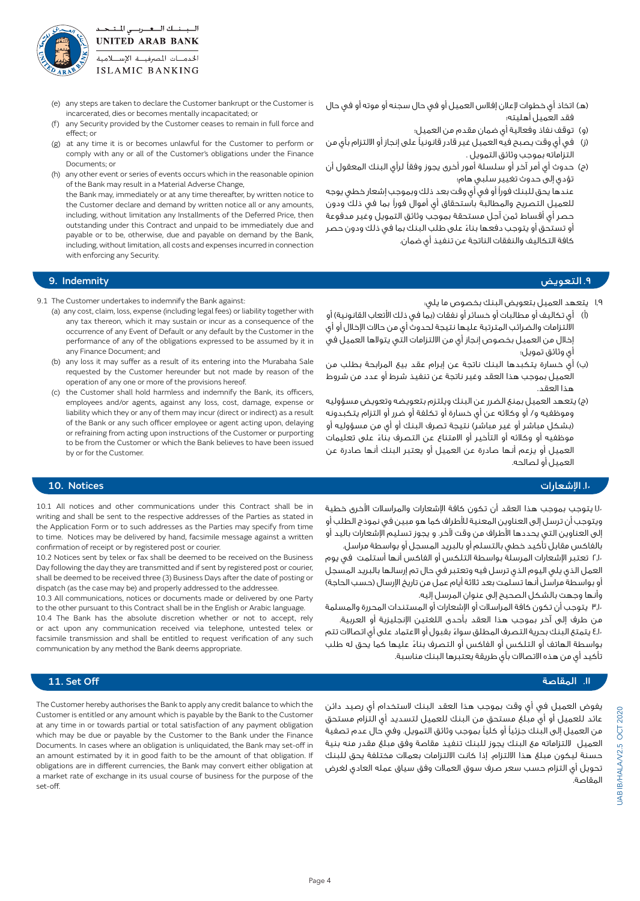(e) any steps are taken to declare the Customer bankrupt or the Customer is incarcerated, dies or becomes mentally incapacitated; or

(f) any Security provided by the Customer ceases to remain in full force and effect; or

(g) at any time it is or becomes unlawful for the Customer to perform or comply with any or all of the Customer's obligations under the Finance Documents; or

(h) any other event or series of events occurs which in the reasonable opinion of the Bank may result in a Material Adverse Change,

the Bank may, immediately or at any time thereafter, by written notice to the Customer declare and demand by written notice all or any amounts, including, without limitation any Installments of the Deferred Price, then outstanding under this Contract and unpaid to be immediately due and payable or to be, otherwise, due and payable on demand by the Bank, including, without limitation, all costs and expenses incurred in connection with enforcing any Security.

(هـ) اتخاذ أي خطوات لإعلان إفلاس العميل أو في حال سجنه أو موته أو في حال فقد العميل أهليته؛

(و) توقف نفاذ وفعالية أي ضمان مقدم من العميل؛

(ز) في أي وقت يصبح فيه العميل غير قادر قانونياً على إنجاز أو الالتزام بأي من التزاماته بموجب وثائق التمويل .

(ح) حدوث أي أمر آخر أو سلسلة أمور أخرى يجوز وفقاً لرأي البنك المعقول أن تؤدي إلى حدوث تغيير سلبي هام؛

عندها يحق للبنك فوراً أو في أي وقت بعد ذلك وبموجب إشعار خطي يوجه للعميل التصريح والمطالبة باستحقاق أي أموال فوراً بما في ذلك ودون حصر أي أقساط ثمن آجل مستحقة بموجب وثائق التمويل وغير مدفوعة أو تستحق أو يتوجب دفعها بناءً على طلب البنك بما في ذلك ودون حصر كافة التكاليف والنفقات الناتجة عن تنفيذ أي ضمان.

## 9. Indemnity

## ٩. التعويض

9.1 The Customer undertakes to indemnify the Bank against:

(a) any cost, claim, loss, expense (including legal fees) or liability together with any tax thereon, which it may sustain or incur as a consequence of the occurrence of any Event of Default or any default by the Customer in the performance of any of the obligations expressed to be assumed by it in any Finance Document; and

(b) any loss it may suffer as a result of its entering into the Murabaha Sale requested by the Customer hereunder but not made by reason of the operation of any one or more of the provisions hereof.

(c) the Customer shall hold harmless and indemnify the Bank, its officers, employees and/or agents, against any loss, cost, damage, expense or liability which they or any of them may incur (direct or indirect) as a result of the Bank or any such officer employee or agent acting upon, delaying or refraining from acting upon instructions of the Customer or purporting to be from the Customer or which the Bank believes to have been issued by or for the Customer.

١,٩ يتعهد العميل بتعويض البنك بخصوص ما يلي:

(أ) أي تكاليف أو مطالبات أو خسائر أو نفقات (بما في ذلك الأتعاب القانونية) أو الالتزامات والضرائب المترتبة عليها نتيجة لحدوث أي من حالات الإخلال أو أي إخلال من العميل بخصوص إنجاز أي من الالتزامات التي يتولاها العميل في أي وثائق تمويل؛

(ب) أي خسارة يتكبدها البنك ناتجة عن إبرام عقد بيع المرابحة بطلب من العميل بموجب هذا العقد وغير ناتجة عن تنفيذ شرط أو عدد من شروط هذا العقد.

(ج) يتعهد العميل بمنع الضرر عن البنك ويلتزم بتعويضه وتعويض مسؤوليه وموظفيه و/ أو وكلائه عن أي خسارة أو تكلفة أو ضرر أو التزام يتكبدونه (بشكل مباشر أو غير مباشر) نتيجة تصرف البنك أو أي من مسؤوليه أو موظفيه أو وكلائه أو التأخير أو الامتناع عن التصرف بناءً على تعليمات العميل أو يزعم أنها صادرة عن العميل أو يعتبر البنك أنها صادرة عن العميل أو لصالحه.

## 10. Notices

## ١٠. الإشعارات

10.1 All notices and other communications under this Contract shall be in writing and shall be sent to the respective addresses of the Parties as stated in the Application Form or to such addresses as the Parties may specify from time to time. Notices may be delivered by hand, facsimile message against a written confirmation of receipt or by registered post or courier.

10.2 Notices sent by telex or fax shall be deemed to be received on the Business Day following the day they are transmitted and if sent by registered post or courier, shall be deemed to be received three (3) Business Days after the date of posting or dispatch (as the case may be) and properly addressed to the addressee.

10.3 All communications, notices or documents made or delivered by one Party to the other pursuant to this Contract shall be in the English or Arabic language.

10.4 The Bank has the absolute discretion whether or not to accept, rely or act upon any communication received via telephone, untested telex or facsimile transmission and shall be entitled to request verification of any such communication by any method the Bank deems appropriate.

١,١٠ يتوجب بموجب هذا العقد أن تكون كافة الإشعارات والمراسلات الأخرى خطية ويتوجب أن ترسل إلى العناوين المعنية للأطراف كما هو مبين في نموذج الطلب أو إلى العناوين التي يحددها الأطراف من وقت لآخر. و يجوز تسليم الإشعارات باليد أو بالفاكس مقابل تأكيد خطي بالتسلم أو بالبريد المسجل أو بواسطة مراسل.

٢,١٠ تعتبر الإشعارات المرسلة بواسطة التلكس أو الفاكس أنها أستلمت في يوم العمل الذي يلي اليوم الذي ترسل فيه وتعتبر في حال تم إرسالها بالبريد المسجل أو بواسطة مراسل أنها تسلمت بعد ثلاثة أيام عمل من تاريخ الإرسال (حسب الحاجة) وأنها وجهت بالشكل الصحيح إلى عنوان المرسل إليه.

٣,١٠ يتوجب أن تكون كافة المراسلات أو الإشعارات أو المستندات المحررة والمسلمة من طرف إلى آخر بموجب هذا العقد بأحدى اللغتين الإنجليزية أو العربية.

٤,١٠ يتمتع البنك بحرية التصرف المطلق سواءً بقبول أو الاعتماد على أي اتصالات تتم بواسطة الهاتف أو التلكس أو الفاكس أو التصرف بناءً عليها كما يحق له طلب تأكيد أي من هذه الاتصالات بأي طريقة يعتبرها البنك مناسبة.

## 11. Set Off

## ١١. المقاصة

The Customer hereby authorises the Bank to apply any credit balance to which the Customer is entitled or any amount which is payable by the Bank to the Customer at any time in or towards partial or total satisfaction of any payment obligation which may be due or payable by the Customer to the Bank under the Finance Documents. In cases where an obligation is unliquidated, the Bank may set-off in an amount estimated by it in good faith to be the amount of that obligation. If obligations are in different currencies, the Bank may convert either obligation at a market rate of exchange in its usual course of business for the purpose of the set-off.

يفوض العميل في أي وقت بموجب هذا العقد البنك لاستخدام أي رصيد دائن عائد للعميل أو أي مبلغ مستحق من البنك للعميل لتسديد أي التزام مستحق من العميل إلى البنك جزئياً أو كلياً بموجب وثائق التمويل. وفي حال عدم تصفية العميل لالتزاماته مع البنك يجوز للبنك تنفيذ مقاصة وفق مبلغ مقدر منه بنية حسنة ليكون مبلغ هذا الالتزام. إذا كانت الالتزامات بعملات مختلفة يحق للبنك تحويل أي التزام حسب سعر صرف سوق العملات وفق سياق عمله العادي لغرض المقاصة.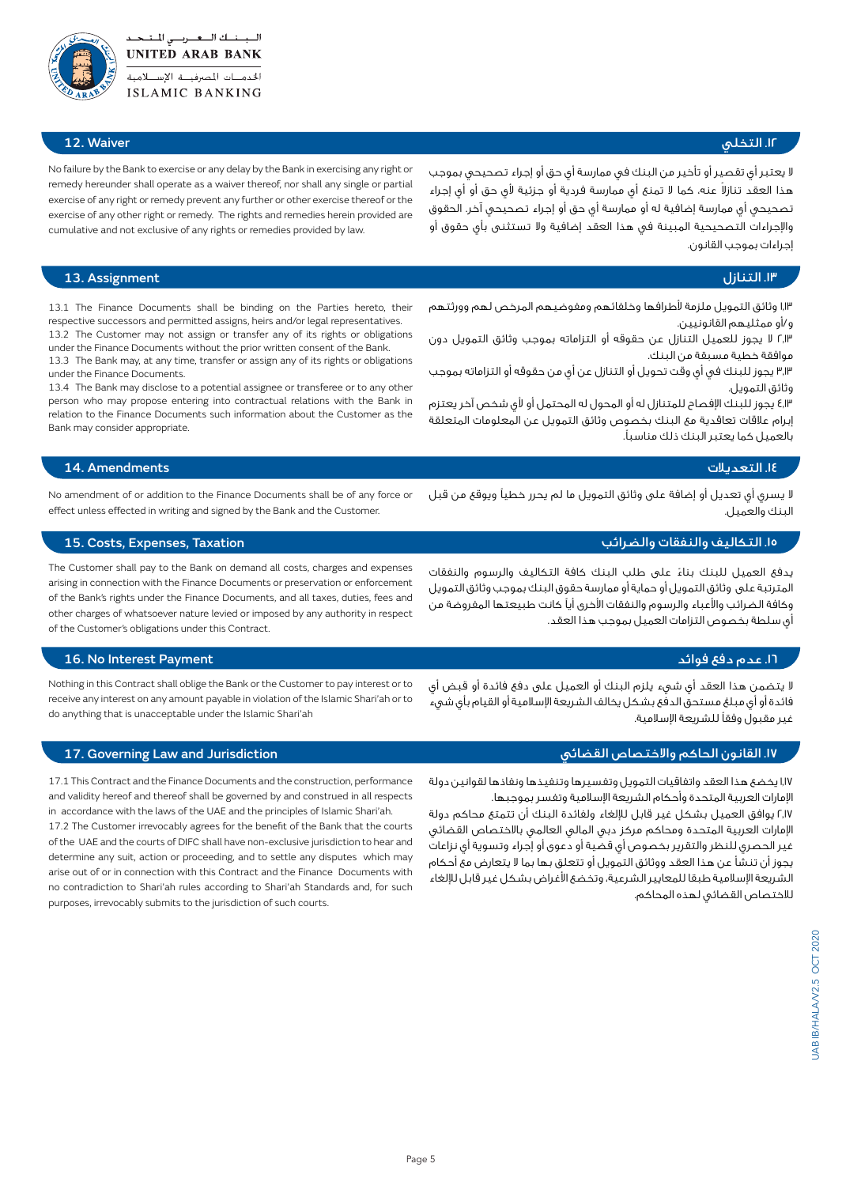## 12. Waiver

No failure by the Bank to exercise or any delay by the Bank in exercising any right or remedy hereunder shall operate as a waiver thereof, nor shall any single or partial exercise of any right or remedy prevent any further or other exercise thereof or the exercise of any other right or remedy. The rights and remedies herein provided are cumulative and not exclusive of any rights or remedies provided by law.

## ١٢. التخلي

لا يعتبر أي تقصير أو تأخير من البنك في ممارسة أي حق أو إجراء تصحيحي بموجب هذا العقد تنازلاً عنه، كما لا تمنع أي ممارسة فردية أو جزئية لأي حق أو أي إجراء تصحيحي أي ممارسة إضافية له أو ممارسة أي حق أو إجراء تصحيحي آخر. الحقوق والإجراءات التصحيحية المبينة في هذا العقد إضافية ولا تستثنى بأي حقوق أو إجراءات بموجب القانون.

## 13. Assignment

13.1 The Finance Documents shall be binding on the Parties hereto, their respective successors and permitted assigns, heirs and/or legal representatives.

13.2 The Customer may not assign or transfer any of its rights or obligations under the Finance Documents without the prior written consent of the Bank.

13.3 The Bank may, at any time, transfer or assign any of its rights or obligations under the Finance Documents.

13.4 The Bank may disclose to a potential assignee or transferee or to any other person who may propose entering into contractual relations with the Bank in relation to the Finance Documents such information about the Customer as the Bank may consider appropriate.

## ١٣. التنازل

١،١٣ وثائق التمويل ملزمة لأطرافها وخلفائهم ومفوضيهم المرخص لهم وورثتهم و/أو ممثليهم القانونيين.

٢،١٣ لا يجوز للعميل التنازل عن حقوقه أو التزاماته بموجب وثائق التمويل دون موافقة خطية مسبقة من البنك.

٣،١٣ يجوز للبنك في أي وقت تحويل أو التنازل عن أي من حقوقه أو التزاماته بموجب وثائق التمويل.

٤،١٣ يجوز للبنك الإفصاح للمتنازل له أو المحول له المحتمل أو لأي شخص آخر يعتزم إبرام علاقات تعاقدية مع البنك بخصوص وثائق التمويل عن المعلومات المتعلقة بالعميل كما يعتبر البنك ذلك مناسباً.

## 14. Amendments

No amendment of or addition to the Finance Documents shall be of any force or effect unless effected in writing and signed by the Bank and the Customer.

## ١٤. التعديلات

لا يسري أي تعديل أو إضافة على وثائق التمويل ما لم يحرر خطياً ويوقع من قبل البنك والعميل.

## 15. Costs, Expenses, Taxation

The Customer shall pay to the Bank on demand all costs, charges and expenses arising in connection with the Finance Documents or preservation or enforcement of the Bank's rights under the Finance Documents, and all taxes, duties, fees and other charges of whatsoever nature levied or imposed by any authority in respect of the Customer's obligations under this Contract.

## ١٥. التكاليف والنفقات والضرائب

يدفع العميل للبنك بناءً على طلب البنك كافة التكاليف والرسوم والنفقات المترتبة على وثائق التمويل أو حماية أو ممارسة حقوق البنك بموجب وثائق التمويل وكافة الضرائب والأعباء والرسوم والنفقات الأخرى أياً كانت طبيعتها المفروضة من أي سلطة بخصوص التزامات العميل بموجب هذا العقد.

## 16. No Interest Payment

Nothing in this Contract shall oblige the Bank or the Customer to pay interest or to receive any interest on any amount payable in violation of the Islamic Shari'ah or to do anything that is unacceptable under the Islamic Shari'ah

## ١٦. عدم دفع فوائد

لا يتضمن هذا العقد أي شيء يلزم البنك أو العميل على دفع فائدة أو قبض أي فائدة أو أي مبلغ مستحق الدفع بشكل يخالف الشريعة الإسلامية أو القيام بأي شيء غير مقبول وفقاً للشريعة الإسلامية.

## 17. Governing Law and Jurisdiction

17.1 This Contract and the Finance Documents and the construction, performance and validity hereof and thereof shall be governed by and construed in all respects in accordance with the laws of the UAE and the principles of Islamic Shari'ah.

17.2 The Customer irrevocably agrees for the benefit of the Bank that the courts of the UAE and the courts of DIFC shall have non-exclusive jurisdiction to hear and determine any suit, action or proceeding, and to settle any disputes which may arise out of or in connection with this Contract and the Finance Documents with no contradiction to Shari'ah rules according to Shari'ah Standards and, for such purposes, irrevocably submits to the jurisdiction of such courts.

## ١٧. القانون الحاكم والاختصاص القضائي

١،١٧ يخضع هذا العقد واتفاقيات التمويل وتفسيرها وتنفيذها ونفاذها لقوانين دولة الإمارات العربية المتحدة وأحكام الشريعة الإسلامية وتفسر بموجبها.

٢،١٧ يوافق العميل بشكل غير قابل للإلغاء ولفائدة البنك أن تتمتع محاكم دولة الإمارات العربية المتحدة ومحاكم مركز دبي المالي العالمي بالاختصاص القضائي غير الحصري للنظر والتقرير بخصوص أي قضية أو دعوى أو إجراء وتسوية أي نزاعات يجوز أن تنشأ عن هذا العقد ووثائق التمويل أو تتعلق بها بما لا يتعارض مع أحكام الشريعة الإسلامية طبقا للمعايير الشرعية، وتخضع الأغراض بشكل غير قابل للإلغاء للاختصاص القضائي لهذه المحاكم.

UAB IB/HALA/V2.5 OCT 2020